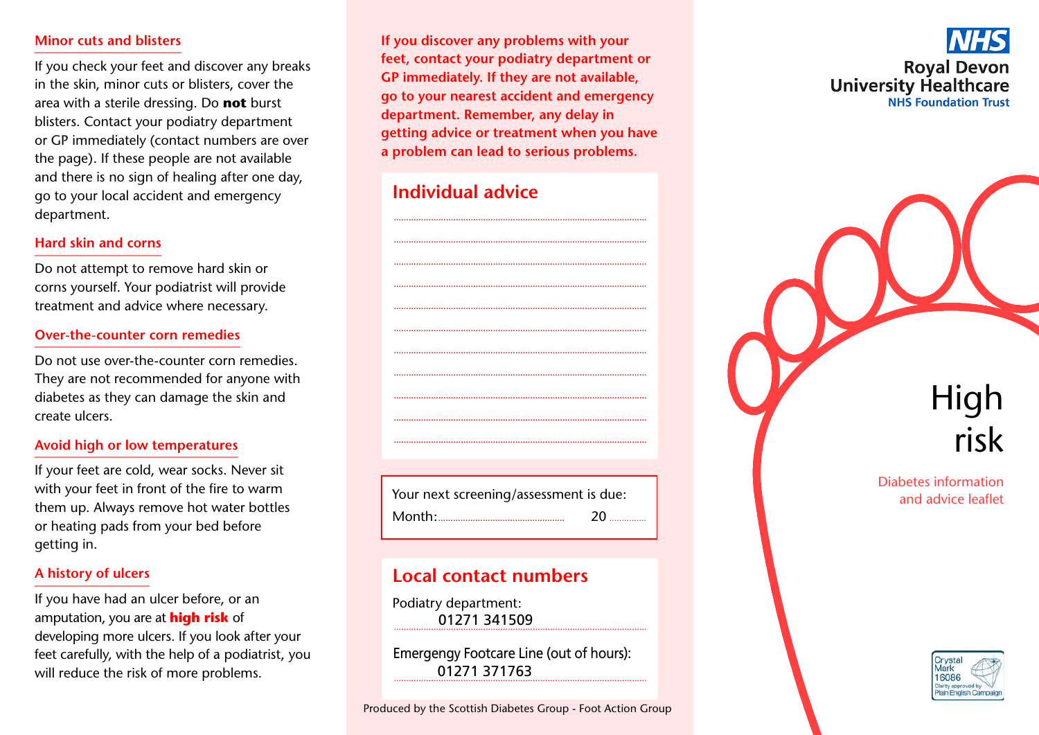## Minor cuts and blisters

If you check your feet and discover any breaks in the skin, minor cuts or blisters, cover the area with a sterile dressing. Do **not** burst blisters. Contact your podiatry department or GP immediately (contact numbers are over the page). If these people are not available and there is no sign of healing after one day, go to your local accident and emergency department.

## Hard skin and corns

Do not attempt to remove hard skin or corns yourself. Your podiatrist will provide treatment and advice where necessary.

## Over-the-counter corn remedies

Do not use over-the-counter corn remedies. They are not recommended for anyone with diabetes as they can damage the skin and create ulcers.

## Avoid high or low temperatures

If your feet are cold, wear socks. Never sit with your feet in front of the fire to warm them up. Always remove hot water bottles or heating pads from your bed before getting in.

## A history of ulcers

If you have had an ulcer before, or an amputation, you are at **high risk** of developing more ulcers. If you look after your feet carefully, with the help of a podiatrist, you will reduce the risk of more problems.

**If you discover any problems with your feet, contact your podiatry department or GP immediately. If they are not available, go to your nearest accident and emergency department. Remember, any delay in getting advice or treatment when you have a problem can lead to serious problems.**

## Individual advice

..................................................................................

..................................................................................

..................................................................................

..................................................................................

..................................................................................

..................................................................................

..................................................................................

..................................................................................

..................................................................................

..................................................................................

..................................................................................

Your next screening/assessment is due:

Month:.................................... 20 ..............

## Local contact numbers

Podiatry department:
01271 341509

Emergengy Footcare Line (out of hours):
01271 371763

Produced by the Scottish Diabetes Group - Foot Action Group

NHS
Royal Devon University Healthcare
NHS Foundation Trust

# High risk

Diabetes information and advice leaflet

Crystal Mark 16086 Clarity approved by Plain English Campaign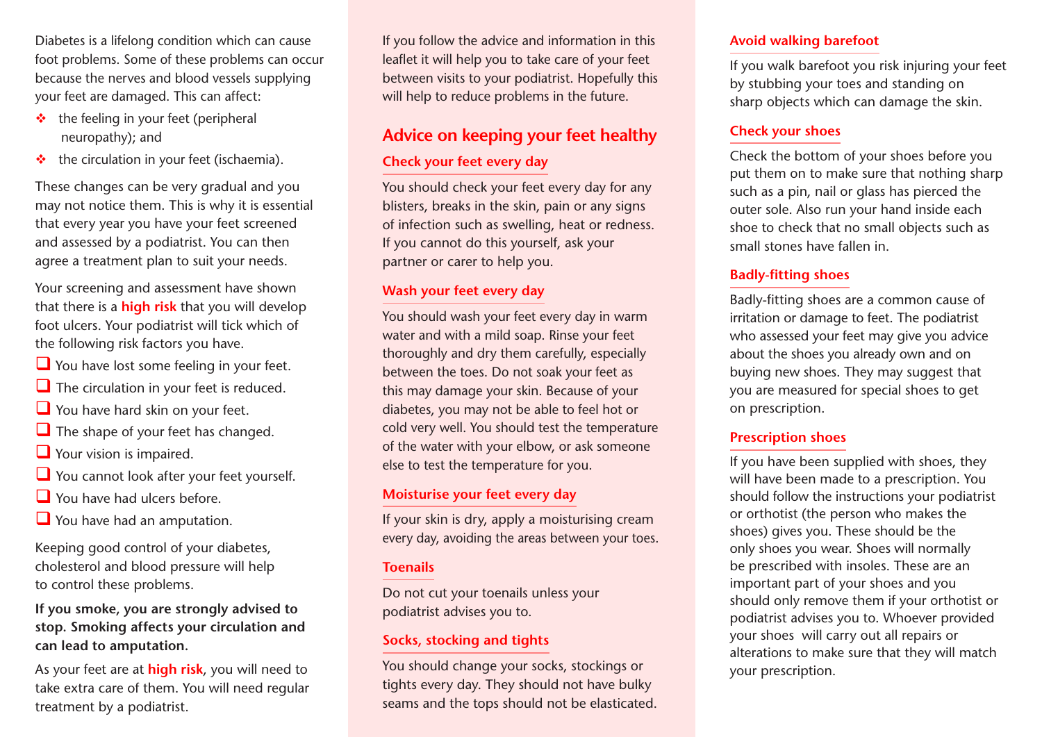Diabetes is a lifelong condition which can cause foot problems. Some of these problems can occur because the nerves and blood vessels supplying your feet are damaged. This can affect:

- the feeling in your feet (peripheral neuropathy); and
- the circulation in your feet (ischaemia).

These changes can be very gradual and you may not notice them. This is why it is essential that every year you have your feet screened and assessed by a podiatrist. You can then agree a treatment plan to suit your needs.

Your screening and assessment have shown that there is a **high risk** that you will develop foot ulcers. Your podiatrist will tick which of the following risk factors you have.

- [ ] You have lost some feeling in your feet.
- [ ] The circulation in your feet is reduced.
- [ ] You have hard skin on your feet.
- [ ] The shape of your feet has changed.
- [ ] Your vision is impaired.
- [ ] You cannot look after your feet yourself.
- [ ] You have had ulcers before.
- [ ] You have had an amputation.

Keeping good control of your diabetes, cholesterol and blood pressure will help to control these problems.

**If you smoke, you are strongly advised to stop. Smoking affects your circulation and can lead to amputation.**

As your feet are at **high risk**, you will need to take extra care of them. You will need regular treatment by a podiatrist.

If you follow the advice and information in this leaflet it will help you to take care of your feet between visits to your podiatrist. Hopefully this will help to reduce problems in the future.

## Advice on keeping your feet healthy

### Check your feet every day

You should check your feet every day for any blisters, breaks in the skin, pain or any signs of infection such as swelling, heat or redness. If you cannot do this yourself, ask your partner or carer to help you.

### Wash your feet every day

You should wash your feet every day in warm water and with a mild soap. Rinse your feet thoroughly and dry them carefully, especially between the toes. Do not soak your feet as this may damage your skin. Because of your diabetes, you may not be able to feel hot or cold very well. You should test the temperature of the water with your elbow, or ask someone else to test the temperature for you.

### Moisturise your feet every day

If your skin is dry, apply a moisturising cream every day, avoiding the areas between your toes.

### Toenails

Do not cut your toenails unless your podiatrist advises you to.

### Socks, stocking and tights

You should change your socks, stockings or tights every day. They should not have bulky seams and the tops should not be elasticated.

### Avoid walking barefoot

If you walk barefoot you risk injuring your feet by stubbing your toes and standing on sharp objects which can damage the skin.

### Check your shoes

Check the bottom of your shoes before you put them on to make sure that nothing sharp such as a pin, nail or glass has pierced the outer sole. Also run your hand inside each shoe to check that no small objects such as small stones have fallen in.

### Badly-fitting shoes

Badly-fitting shoes are a common cause of irritation or damage to feet. The podiatrist who assessed your feet may give you advice about the shoes you already own and on buying new shoes. They may suggest that you are measured for special shoes to get on prescription.

### Prescription shoes

If you have been supplied with shoes, they will have been made to a prescription. You should follow the instructions your podiatrist or orthotist (the person who makes the shoes) gives you. These should be the only shoes you wear. Shoes will normally be prescribed with insoles. These are an important part of your shoes and you should only remove them if your orthotist or podiatrist advises you to. Whoever provided your shoes will carry out all repairs or alterations to make sure that they will match your prescription.